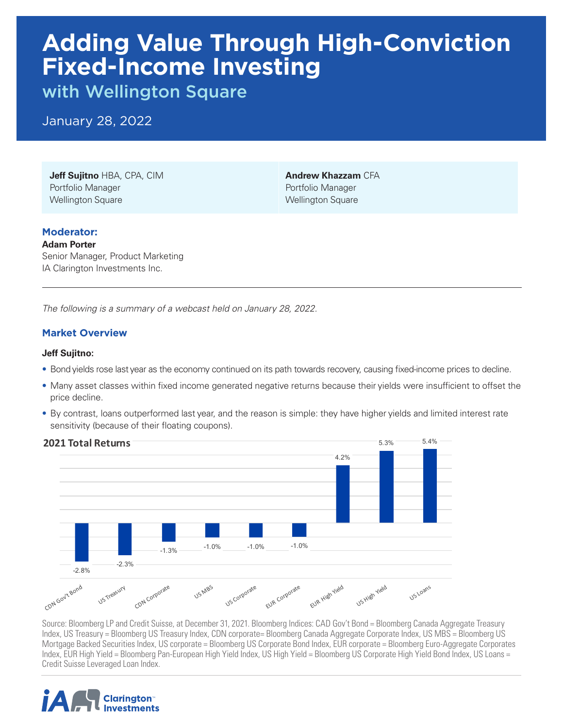# Adding Value Through High-Conviction Fixed-Income Investing

## with Wellington Square

January 28, 2022

**Jeff Sujitno** HBA, CPA, CIM
Portfolio Manager
Wellington Square

**Andrew Khazzam** CFA
Portfolio Manager
Wellington Square

**Moderator:**
**Adam Porter**
Senior Manager, Product Marketing
IA Clarington Investments Inc.

---

*The following is a summary of a webcast held on January 28, 2022.*

### Market Overview

**Jeff Sujitno:**

- Bond yields rose last year as the economy continued on its path towards recovery, causing fixed-income prices to decline.
- Many asset classes within fixed income generated negative returns because their yields were insufficient to offset the price decline.
- By contrast, loans outperformed last year, and the reason is simple: they have higher yields and limited interest rate sensitivity (because of their floating coupons).

**2021 Total Returns**

| Asset Class | 2021 Total Return |
|---|---|
| CDN Gov't Bond | -2.8% |
| US Treasury | -2.3% |
| CDN Corporate | -1.3% |
| US MBS | -1.0% |
| US Corporate | -1.0% |
| EUR Corporate | -1.0% |
| EUR High Yield | 4.2% |
| US High Yield | 5.3% |
| US Loans | 5.4% |

Source: Bloomberg LP and Credit Suisse, at December 31, 2021. Bloomberg Indices: CAD Gov't Bond = Bloomberg Canada Aggregate Treasury Index, US Treasury = Bloomberg US Treasury Index, CDN corporate= Bloomberg Canada Aggregate Corporate Index, US MBS = Bloomberg US Mortgage Backed Securities Index, US corporate = Bloomberg US Corporate Bond Index, EUR corporate = Bloomberg Euro-Aggregate Corporates Index, EUR High Yield = Bloomberg Pan-European High Yield Index, US High Yield = Bloomberg US Corporate High Yield Bond Index, US Loans = Credit Suisse Leveraged Loan Index.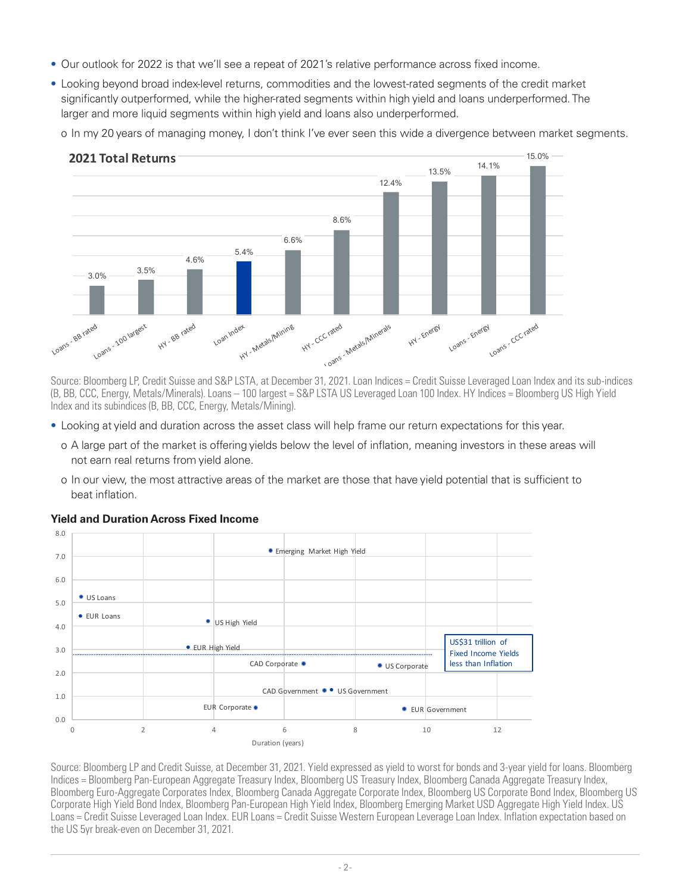- Our outlook for 2022 is that we'll see a repeat of 2021's relative performance across fixed income.
- Looking beyond broad index-level returns, commodities and the lowest-rated segments of the credit market significantly outperformed, while the higher-rated segments within high yield and loans underperformed. The larger and more liquid segments within high yield and loans also underperformed.
  - In my 20 years of managing money, I don't think I've ever seen this wide a divergence between market segments.

**2021 Total Returns**

| Segment | 2021 Total Return |
|---|---|
| Loans - BB rated | 3.0% |
| Loans - 100 largest | 3.5% |
| HY - BB rated | 4.6% |
| Loan Index | 5.4% |
| HY - Metals/Mining | 6.6% |
| HY - CCC rated | 8.6% |
| Loans - Metals/Minerals | 12.4% |
| HY - Energy | 13.5% |
| Loans - Energy | 14.1% |
| Loans - CCC rated | 15.0% |

Source: Bloomberg LP, Credit Suisse and S&P LSTA, at December 31, 2021. Loan Indices = Credit Suisse Leveraged Loan Index and its sub-indices (B, BB, CCC, Energy, Metals/Minerals). Loans – 100 largest = S&P LSTA US Leveraged Loan 100 Index. HY Indices = Bloomberg US High Yield Index and its subindices (B, BB, CCC, Energy, Metals/Mining).

- Looking at yield and duration across the asset class will help frame our return expectations for this year.
  - A large part of the market is offering yields below the level of inflation, meaning investors in these areas will not earn real returns from yield alone.
  - In our view, the most attractive areas of the market are those that have yield potential that is sufficient to beat inflation.

**Yield and Duration Across Fixed Income**

Chart: yield vs. Duration (years). Approximate values read from the chart; a dotted line near 2.8 is labeled "US$31 trillion of Fixed Income Yields less than Inflation".

| Segment | Duration (years, approx.) | Yield (approx.) |
|---|---|---|
| Emerging Market High Yield | 5.6 | 7.2 |
| US Loans | 0.3 | 5.3 |
| EUR Loans | 0.3 | 4.5 |
| US High Yield | 3.8 | 4.2 |
| EUR High Yield | 3.3 | 3.1 |
| CAD Corporate | 6.5 | 2.4 |
| US Corporate | 8.7 | 2.3 |
| CAD Government | 7.1 | 1.3 |
| US Government | 7.3 | 1.3 |
| EUR Corporate | 5.2 | 0.5 |
| EUR Government | 9.4 | 0.4 |

Source: Bloomberg LP and Credit Suisse, at December 31, 2021. Yield expressed as yield to worst for bonds and 3-year yield for loans. Bloomberg Indices = Bloomberg Pan-European Aggregate Treasury Index, Bloomberg US Treasury Index, Bloomberg Canada Aggregate Treasury Index, Bloomberg Euro-Aggregate Corporates Index, Bloomberg Canada Aggregate Corporate Index, Bloomberg US Corporate Bond Index, Bloomberg US Corporate High Yield Bond Index, Bloomberg Pan-European High Yield Index, Bloomberg Emerging Market USD Aggregate High Yield Index. US Loans = Credit Suisse Leveraged Loan Index. EUR Loans = Credit Suisse Western European Leverage Loan Index. Inflation expectation based on the US 5yr break-even on December 31, 2021.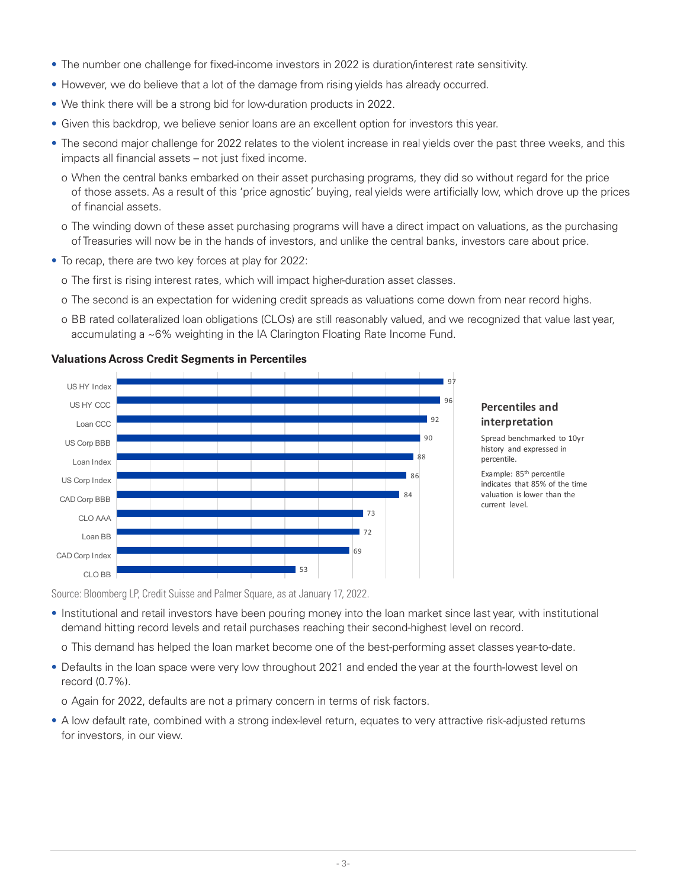- The number one challenge for fixed-income investors in 2022 is duration/interest rate sensitivity.
- However, we do believe that a lot of the damage from rising yields has already occurred.
- We think there will be a strong bid for low-duration products in 2022.
- Given this backdrop, we believe senior loans are an excellent option for investors this year.
- The second major challenge for 2022 relates to the violent increase in real yields over the past three weeks, and this impacts all financial assets – not just fixed income.
  - When the central banks embarked on their asset purchasing programs, they did so without regard for the price of those assets. As a result of this 'price agnostic' buying, real yields were artificially low, which drove up the prices of financial assets.
  - The winding down of these asset purchasing programs will have a direct impact on valuations, as the purchasing of Treasuries will now be in the hands of investors, and unlike the central banks, investors care about price.
- To recap, there are two key forces at play for 2022:
  - The first is rising interest rates, which will impact higher-duration asset classes.
  - The second is an expectation for widening credit spreads as valuations come down from near record highs.
  - BB rated collateralized loan obligations (CLOs) are still reasonably valued, and we recognized that value last year, accumulating a ~6% weighting in the IA Clarington Floating Rate Income Fund.

**Valuations Across Credit Segments in Percentiles**

| Segment | Percentile |
| --- | --- |
| US HY Index | 97 |
| US HY CCC | 96 |
| Loan CCC | 92 |
| US Corp BBB | 90 |
| Loan Index | 88 |
| US Corp Index | 86 |
| CAD Corp BBB | 84 |
| CLO AAA | 73 |
| Loan BB | 72 |
| CAD Corp Index | 69 |
| CLO BB | 53 |

**Percentiles and interpretation**

Spread benchmarked to 10yr history and expressed in percentile.

Example: 85th percentile indicates that 85% of the time valuation is lower than the current level.

Source: Bloomberg LP, Credit Suisse and Palmer Square, as at January 17, 2022.

- Institutional and retail investors have been pouring money into the loan market since last year, with institutional demand hitting record levels and retail purchases reaching their second-highest level on record.
  - This demand has helped the loan market become one of the best-performing asset classes year-to-date.
- Defaults in the loan space were very low throughout 2021 and ended the year at the fourth-lowest level on record (0.7%).
  - Again for 2022, defaults are not a primary concern in terms of risk factors.
- A low default rate, combined with a strong index-level return, equates to very attractive risk-adjusted returns for investors, in our view.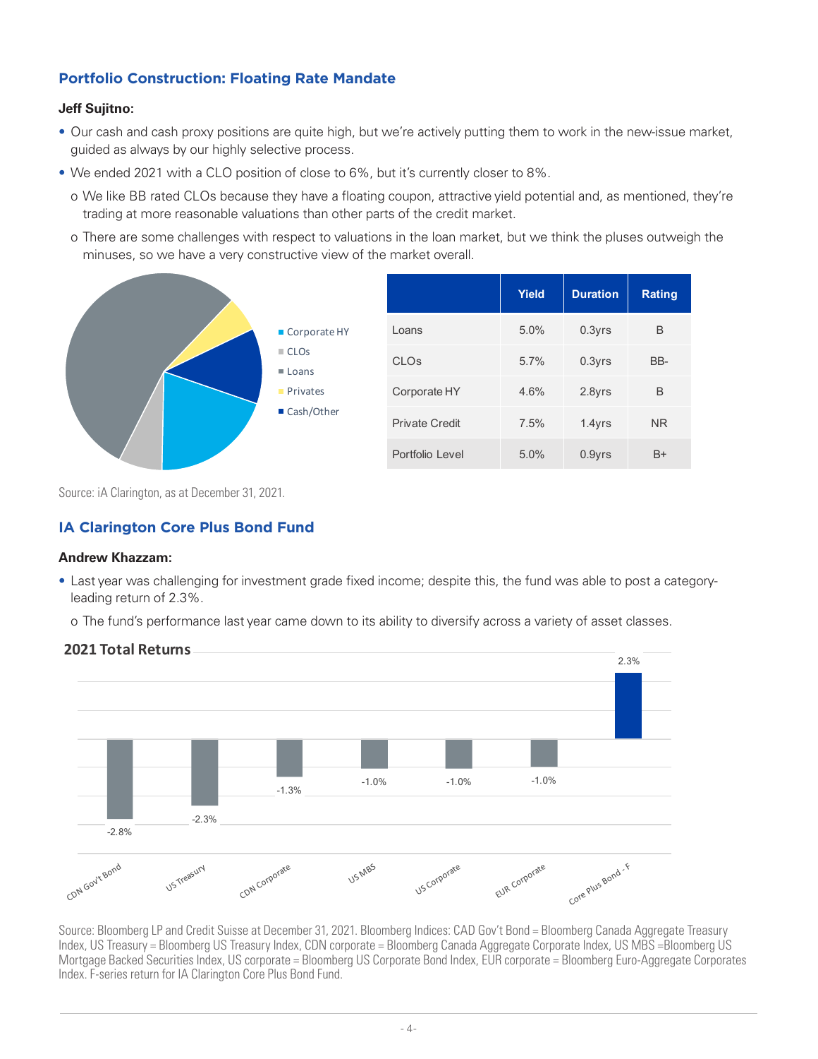## Portfolio Construction: Floating Rate Mandate

**Jeff Sujitno:**

- Our cash and cash proxy positions are quite high, but we're actively putting them to work in the new-issue market, guided as always by our highly selective process.
- We ended 2021 with a CLO position of close to 6%, but it's currently closer to 8%.
  - o We like BB rated CLOs because they have a floating coupon, attractive yield potential and, as mentioned, they're trading at more reasonable valuations than other parts of the credit market.
  - o There are some challenges with respect to valuations in the loan market, but we think the pluses outweigh the minuses, so we have a very constructive view of the market overall.

Corporate HY, CLOs, Loans, Privates, Cash/Other

| | Yield | Duration | Rating |
|---|---|---|---|
| Loans | 5.0% | 0.3yrs | B |
| CLOs | 5.7% | 0.3yrs | BB- |
| Corporate HY | 4.6% | 2.8yrs | B |
| Private Credit | 7.5% | 1.4yrs | NR |
| Portfolio Level | 5.0% | 0.9yrs | B+ |

Source: iA Clarington, as at December 31, 2021.

## IA Clarington Core Plus Bond Fund

**Andrew Khazzam:**

- Last year was challenging for investment grade fixed income; despite this, the fund was able to post a category-leading return of 2.3%.
  - o The fund's performance last year came down to its ability to diversify across a variety of asset classes.

**2021 Total Returns**

| | 2021 Total Return |
|---|---|
| CDN Gov't Bond | -2.8% |
| US Treasury | -2.3% |
| CDN Corporate | -1.3% |
| US MBS | -1.0% |
| US Corporate | -1.0% |
| EUR Corporate | -1.0% |
| Core Plus Bond - F | 2.3% |

Source: Bloomberg LP and Credit Suisse at December 31, 2021. Bloomberg Indices: CAD Gov't Bond = Bloomberg Canada Aggregate Treasury Index, US Treasury = Bloomberg US Treasury Index, CDN corporate = Bloomberg Canada Aggregate Corporate Index, US MBS =Bloomberg US Mortgage Backed Securities Index, US corporate = Bloomberg US Corporate Bond Index, EUR corporate = Bloomberg Euro-Aggregate Corporates Index. F-series return for IA Clarington Core Plus Bond Fund.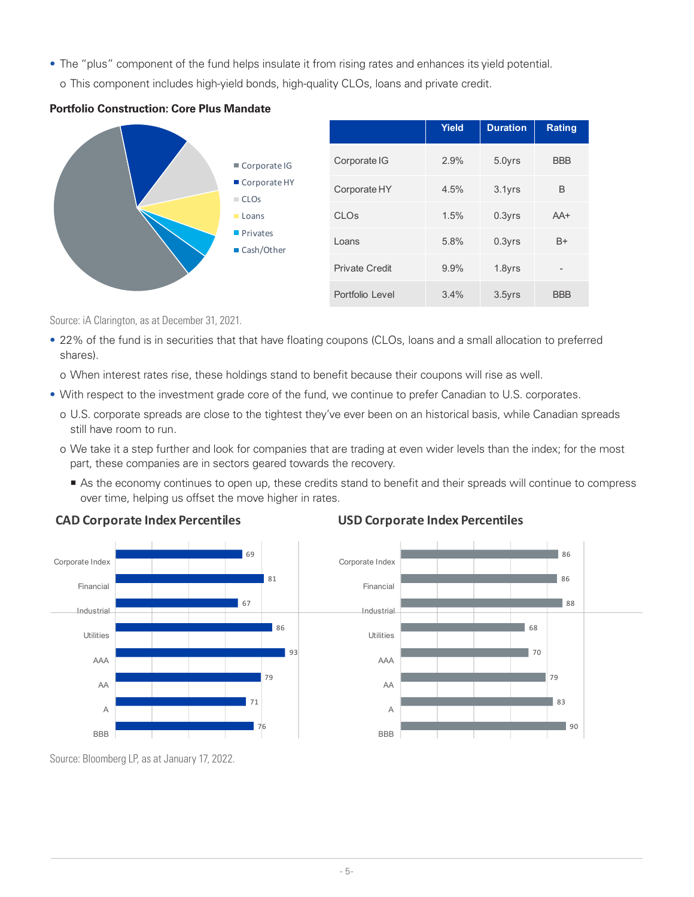- The "plus" component of the fund helps insulate it from rising rates and enhances its yield potential.
  - This component includes high-yield bonds, high-quality CLOs, loans and private credit.

**Portfolio Construction: Core Plus Mandate**

Corporate IG, Corporate HY, CLOs, Loans, Privates, Cash/Other

| | Yield | Duration | Rating |
|---|---|---|---|
| Corporate IG | 2.9% | 5.0yrs | BBB |
| Corporate HY | 4.5% | 3.1yrs | B |
| CLOs | 1.5% | 0.3yrs | AA+ |
| Loans | 5.8% | 0.3yrs | B+ |
| Private Credit | 9.9% | 1.8yrs | - |
| Portfolio Level | 3.4% | 3.5yrs | BBB |

Source: iA Clarington, as at December 31, 2021.

- 22% of the fund is in securities that that have floating coupons (CLOs, loans and a small allocation to preferred shares).
  - When interest rates rise, these holdings stand to benefit because their coupons will rise as well.
- With respect to the investment grade core of the fund, we continue to prefer Canadian to U.S. corporates.
  - U.S. corporate spreads are close to the tightest they've ever been on an historical basis, while Canadian spreads still have room to run.
  - We take it a step further and look for companies that are trading at even wider levels than the index; for the most part, these companies are in sectors geared towards the recovery.
    - As the economy continues to open up, these credits stand to benefit and their spreads will continue to compress over time, helping us offset the move higher in rates.

**CAD Corporate Index Percentiles**

| | Percentile |
|---|---|
| Corporate Index | 69 |
| Financial | 81 |
| Industrial | 67 |
| Utilities | 86 |
| AAA | 93 |
| AA | 79 |
| A | 71 |
| BBB | 76 |

**USD Corporate Index Percentiles**

| | Percentile |
|---|---|
| Corporate Index | 86 |
| Financial | 86 |
| Industrial | 88 |
| Utilities | 68 |
| AAA | 70 |
| AA | 79 |
| A | 83 |
| BBB | 90 |

Source: Bloomberg LP, as at January 17, 2022.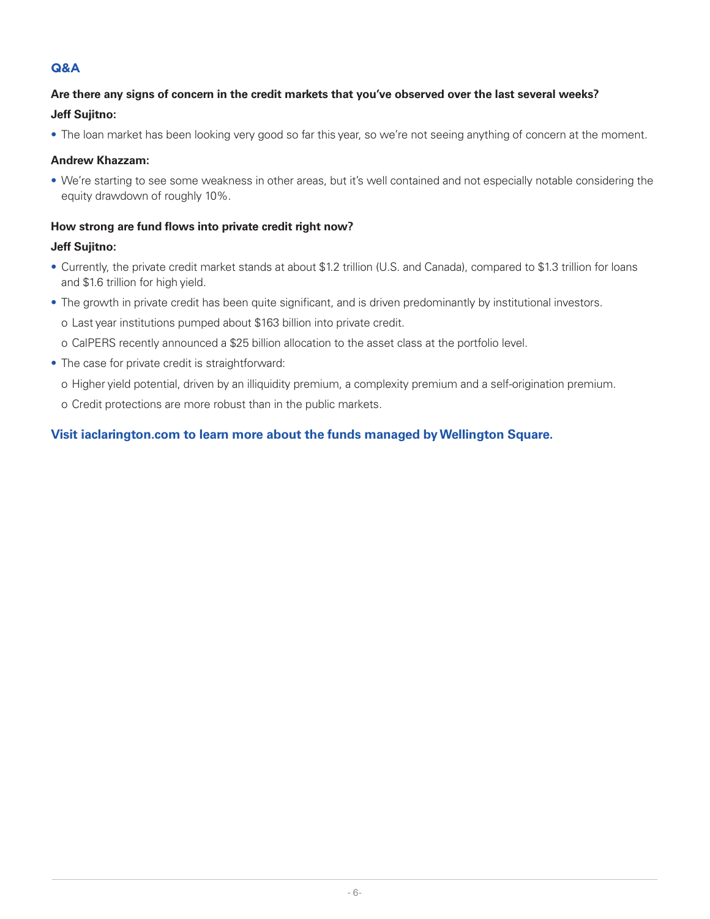## Q&A

**Are there any signs of concern in the credit markets that you've observed over the last several weeks?**

**Jeff Sujitno:**

- The loan market has been looking very good so far this year, so we're not seeing anything of concern at the moment.

**Andrew Khazzam:**

- We're starting to see some weakness in other areas, but it's well contained and not especially notable considering the equity drawdown of roughly 10%.

**How strong are fund flows into private credit right now?**

**Jeff Sujitno:**

- Currently, the private credit market stands at about $1.2 trillion (U.S. and Canada), compared to $1.3 trillion for loans and $1.6 trillion for high yield.
- The growth in private credit has been quite significant, and is driven predominantly by institutional investors.
  - Last year institutions pumped about $163 billion into private credit.
  - CalPERS recently announced a $25 billion allocation to the asset class at the portfolio level.
- The case for private credit is straightforward:
  - Higher yield potential, driven by an illiquidity premium, a complexity premium and a self-origination premium.
  - Credit protections are more robust than in the public markets.

**Visit iaclarington.com to learn more about the funds managed by Wellington Square.**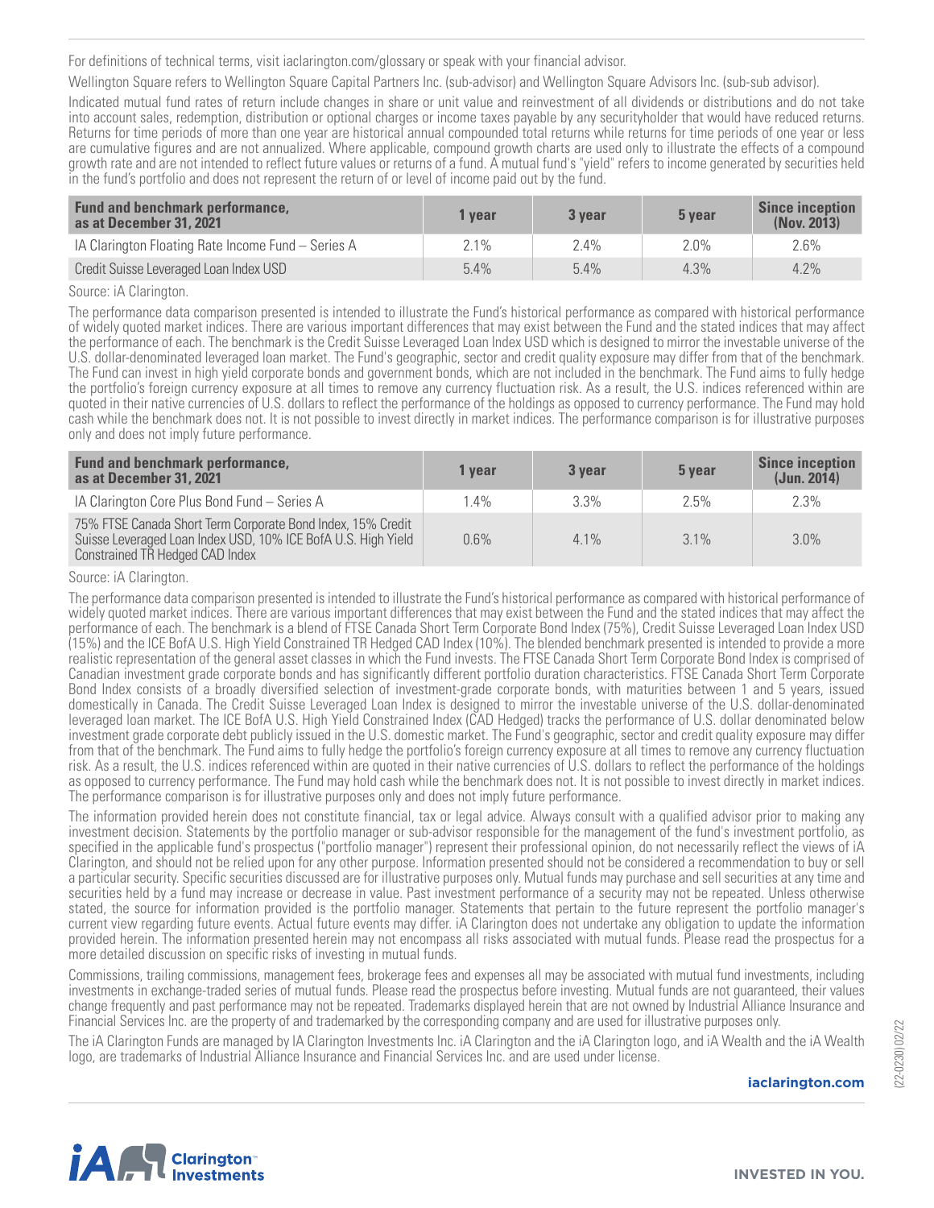For definitions of technical terms, visit iaclarington.com/glossary or speak with your financial advisor.

Wellington Square refers to Wellington Square Capital Partners Inc. (sub-advisor) and Wellington Square Advisors Inc. (sub-sub advisor).

Indicated mutual fund rates of return include changes in share or unit value and reinvestment of all dividends or distributions and do not take into account sales, redemption, distribution or optional charges or income taxes payable by any securityholder that would have reduced returns. Returns for time periods of more than one year are historical annual compounded total returns while returns for time periods of one year or less are cumulative figures and are not annualized. Where applicable, compound growth charts are used only to illustrate the effects of a compound growth rate and are not intended to reflect future values or returns of a fund. A mutual fund's "yield" refers to income generated by securities held in the fund's portfolio and does not represent the return of or level of income paid out by the fund.

| Fund and benchmark performance, as at December 31, 2021 | 1 year | 3 year | 5 year | Since inception (Nov. 2013) |
|---|---|---|---|---|
| IA Clarington Floating Rate Income Fund – Series A | 2.1% | 2.4% | 2.0% | 2.6% |
| Credit Suisse Leveraged Loan Index USD | 5.4% | 5.4% | 4.3% | 4.2% |

Source: iA Clarington.

The performance data comparison presented is intended to illustrate the Fund's historical performance as compared with historical performance of widely quoted market indices. There are various important differences that may exist between the Fund and the stated indices that may affect the performance of each. The benchmark is the Credit Suisse Leveraged Loan Index USD which is designed to mirror the investable universe of the U.S. dollar-denominated leveraged loan market. The Fund's geographic, sector and credit quality exposure may differ from that of the benchmark. The Fund can invest in high yield corporate bonds and government bonds, which are not included in the benchmark. The Fund aims to fully hedge the portfolio's foreign currency exposure at all times to remove any currency fluctuation risk. As a result, the U.S. indices referenced within are quoted in their native currencies of U.S. dollars to reflect the performance of the holdings as opposed to currency performance. The Fund may hold cash while the benchmark does not. It is not possible to invest directly in market indices. The performance comparison is for illustrative purposes only and does not imply future performance.

| Fund and benchmark performance, as at December 31, 2021 | 1 year | 3 year | 5 year | Since inception (Jun. 2014) |
|---|---|---|---|---|
| IA Clarington Core Plus Bond Fund – Series A | 1.4% | 3.3% | 2.5% | 2.3% |
| 75% FTSE Canada Short Term Corporate Bond Index, 15% Credit Suisse Leveraged Loan Index USD, 10% ICE BofA U.S. High Yield Constrained TR Hedged CAD Index | 0.6% | 4.1% | 3.1% | 3.0% |

Source: iA Clarington.

The performance data comparison presented is intended to illustrate the Fund's historical performance as compared with historical performance of widely quoted market indices. There are various important differences that may exist between the Fund and the stated indices that may affect the performance of each. The benchmark is a blend of FTSE Canada Short Term Corporate Bond Index (75%), Credit Suisse Leveraged Loan Index USD (15%) and the ICE BofA U.S. High Yield Constrained TR Hedged CAD Index (10%). The blended benchmark presented is intended to provide a more realistic representation of the general asset classes in which the Fund invests. The FTSE Canada Short Term Corporate Bond Index is comprised of Canadian investment grade corporate bonds and has significantly different portfolio duration characteristics. FTSE Canada Short Term Corporate Bond Index consists of a broadly diversified selection of investment-grade corporate bonds, with maturities between 1 and 5 years, issued domestically in Canada. The Credit Suisse Leveraged Loan Index is designed to mirror the investable universe of the U.S. dollar-denominated leveraged loan market. The ICE BofA U.S. High Yield Constrained Index (CAD Hedged) tracks the performance of U.S. dollar denominated below investment grade corporate debt publicly issued in the U.S. domestic market. The Fund's geographic, sector and credit quality exposure may differ from that of the benchmark. The Fund aims to fully hedge the portfolio's foreign currency exposure at all times to remove any currency fluctuation risk. As a result, the U.S. indices referenced within are quoted in their native currencies of U.S. dollars to reflect the performance of the holdings as opposed to currency performance. The Fund may hold cash while the benchmark does not. It is not possible to invest directly in market indices. The performance comparison is for illustrative purposes only and does not imply future performance.

The information provided herein does not constitute financial, tax or legal advice. Always consult with a qualified advisor prior to making any investment decision. Statements by the portfolio manager or sub-advisor responsible for the management of the fund's investment portfolio, as specified in the applicable fund's prospectus ("portfolio manager") represent their professional opinion, do not necessarily reflect the views of iA Clarington, and should not be relied upon for any other purpose. Information presented should not be considered a recommendation to buy or sell a particular security. Specific securities discussed are for illustrative purposes only. Mutual funds may purchase and sell securities at any time and securities held by a fund may increase or decrease in value. Past investment performance of a security may not be repeated. Unless otherwise stated, the source for information provided is the portfolio manager. Statements that pertain to the future represent the portfolio manager's current view regarding future events. Actual future events may differ. iA Clarington does not undertake any obligation to update the information provided herein. The information presented herein may not encompass all risks associated with mutual funds. Please read the prospectus for a more detailed discussion on specific risks of investing in mutual funds.

Commissions, trailing commissions, management fees, brokerage fees and expenses all may be associated with mutual fund investments, including investments in exchange-traded series of mutual funds. Please read the prospectus before investing. Mutual funds are not guaranteed, their values change frequently and past performance may not be repeated. Trademarks displayed herein that are not owned by Industrial Alliance Insurance and Financial Services Inc. are the property of and trademarked by the corresponding company and are used for illustrative purposes only.

The iA Clarington Funds are managed by IA Clarington Investments Inc. iA Clarington and the iA Clarington logo, and iA Wealth and the iA Wealth logo, are trademarks of Industrial Alliance Insurance and Financial Services Inc. and are used under license.

**iaclarington.com**

(22-0230) 02/22

iA Clarington Investments

**INVESTED IN YOU.**